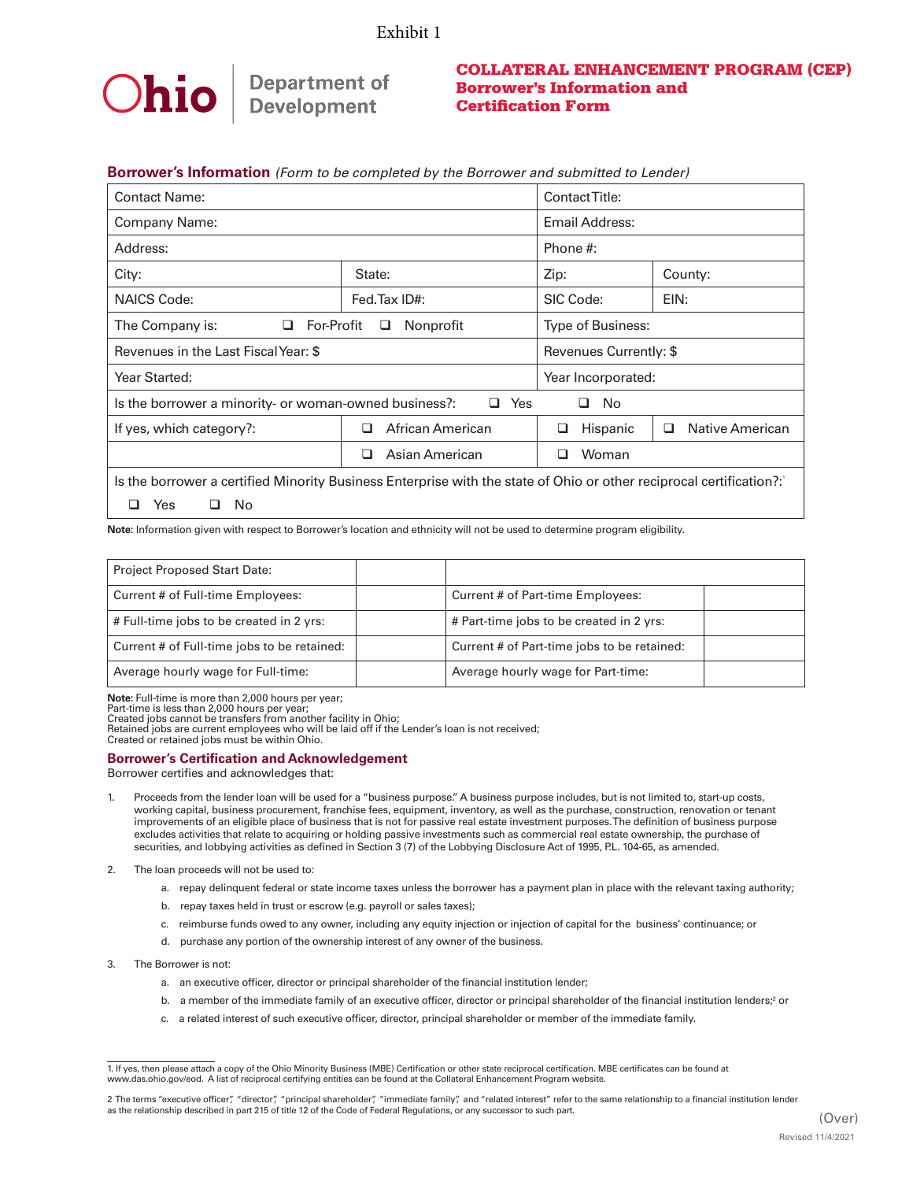Exhibit 1

Ohio | Department of Development

# COLLATERAL ENHANCEMENT PROGRAM (CEP) Borrower's Information and Certification Form

## Borrower's Information *(Form to be completed by the Borrower and submitted to Lender)*

| | | | |
|---|---|---|---|
| Contact Name: | | Contact Title: | |
| Company Name: | | Email Address: | |
| Address: | | Phone #: | |
| City: | State: | Zip: | County: |
| NAICS Code: | Fed. Tax ID#: | SIC Code: | EIN: |
| The Company is: ❑ For-Profit ❑ Nonprofit | | Type of Business: | |
| Revenues in the Last Fiscal Year: $ | | Revenues Currently: $ | |
| Year Started: | | Year Incorporated: | |
| Is the borrower a minority- or woman-owned business?: ❑ Yes | | ❑ No | |
| If yes, which category?: | ❑ African American | ❑ Hispanic | ❑ Native American |
| | ❑ Asian American | ❑ Woman | |
| Is the borrower a certified Minority Business Enterprise with the state of Ohio or other reciprocal certification?:[1] ❑ Yes ❑ No | | | |

**Note**: Information given with respect to Borrower's location and ethnicity will not be used to determine program eligibility.

| | | | |
|---|---|---|---|
| Project Proposed Start Date: | | | |
| Current # of Full-time Employees: | | Current # of Part-time Employees: | |
| # Full-time jobs to be created in 2 yrs: | | # Part-time jobs to be created in 2 yrs: | |
| Current # of Full-time jobs to be retained: | | Current # of Part-time jobs to be retained: | |
| Average hourly wage for Full-time: | | Average hourly wage for Part-time: | |

**Note**: Full-time is more than 2,000 hours per year;
Part-time is less than 2,000 hours per year;
Created jobs cannot be transfers from another facility in Ohio;
Retained jobs are current employees who will be laid off if the Lender's loan is not received;
Created or retained jobs must be within Ohio.

## Borrower's Certification and Acknowledgement

Borrower certifies and acknowledges that:

1. Proceeds from the lender loan will be used for a "business purpose." A business purpose includes, but is not limited to, start-up costs, working capital, business procurement, franchise fees, equipment, inventory, as well as the purchase, construction, renovation or tenant improvements of an eligible place of business that is not for passive real estate investment purposes. The definition of business purpose excludes activities that relate to acquiring or holding passive investments such as commercial real estate ownership, the purchase of securities, and lobbying activities as defined in Section 3 (7) of the Lobbying Disclosure Act of 1995, P.L. 104-65, as amended.

2. The loan proceeds will not be used to:
   a. repay delinquent federal or state income taxes unless the borrower has a payment plan in place with the relevant taxing authority;
   b. repay taxes held in trust or escrow (e.g. payroll or sales taxes);
   c. reimburse funds owed to any owner, including any equity injection or injection of capital for the business' continuance; or
   d. purchase any portion of the ownership interest of any owner of the business.

3. The Borrower is not:
   a. an executive officer, director or principal shareholder of the financial institution lender;
   b. a member of the immediate family of an executive officer, director or principal shareholder of the financial institution lenders;[2] or
   c. a related interest of such executive officer, director, principal shareholder or member of the immediate family.

---

1. If yes, then please attach a copy of the Ohio Minority Business (MBE) Certification or other state reciprocal certification. MBE certificates can be found at www.das.ohio.gov/eod. A list of reciprocal certifying entities can be found at the Collateral Enhancement Program website.

2 The terms "executive officer", "director", "principal shareholder", "immediate family", and "related interest" refer to the same relationship to a financial institution lender as the relationship described in part 215 of title 12 of the Code of Federal Regulations, or any successor to such part.

(Over)

Revised 11/4/2021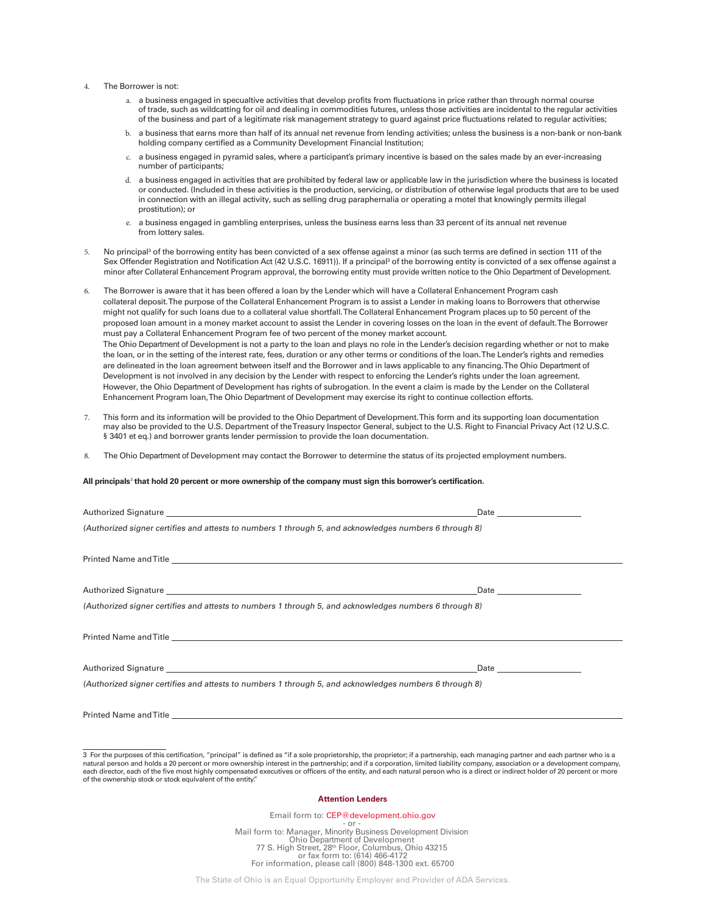4. The Borrower is not:

   a. a business engaged in specualtive activities that develop profits from fluctuations in price rather than through normal course of trade, such as wildcatting for oil and dealing in commodities futures, unless those activities are incidental to the regular activities of the business and part of a legitimate risk management strategy to guard against price fluctuations related to regular activities;

   b. a business that earns more than half of its annual net revenue from lending activities; unless the business is a non-bank or non-bank holding company certified as a Community Development Financial Institution;

   c. a business engaged in pyramid sales, where a participant's primary incentive is based on the sales made by an ever-increasing number of participants;

   d. a business engaged in activities that are prohibited by federal law or applicable law in the jurisdiction where the business is located or conducted. (Included in these activities is the production, servicing, or distribution of otherwise legal products that are to be used in connection with an illegal activity, such as selling drug paraphernalia or operating a motel that knowingly permits illegal prostitution); or

   e. a business engaged in gambling enterprises, unless the business earns less than 33 percent of its annual net revenue from lottery sales.

5. No principal[3] of the borrowing entity has been convicted of a sex offense against a minor (as such terms are defined in section 111 of the Sex Offender Registration and Notification Act (42 U.S.C. 16911)). If a principal[3] of the borrowing entity is convicted of a sex offense against a minor after Collateral Enhancement Program approval, the borrowing entity must provide written notice to the Ohio Department of Development.

6. The Borrower is aware that it has been offered a loan by the Lender which will have a Collateral Enhancement Program cash collateral deposit. The purpose of the Collateral Enhancement Program is to assist a Lender in making loans to Borrowers that otherwise might not qualify for such loans due to a collateral value shortfall. The Collateral Enhancement Program places up to 50 percent of the proposed loan amount in a money market account to assist the Lender in covering losses on the loan in the event of default. The Borrower must pay a Collateral Enhancement Program fee of two percent of the money market account.
   The Ohio Department of Development is not a party to the loan and plays no role in the Lender's decision regarding whether or not to make the loan, or in the setting of the interest rate, fees, duration or any other terms or conditions of the loan. The Lender's rights and remedies are delineated in the loan agreement between itself and the Borrower and in laws applicable to any financing. The Ohio Department of Development is not involved in any decision by the Lender with respect to enforcing the Lender's rights under the loan agreement. However, the Ohio Department of Development has rights of subrogation. In the event a claim is made by the Lender on the Collateral Enhancement Program loan, The Ohio Department of Development may exercise its right to continue collection efforts.

7. This form and its information will be provided to the Ohio Department of Development. This form and its supporting loan documentation may also be provided to the U.S. Department of the Treasury Inspector General, subject to the U.S. Right to Financial Privacy Act (12 U.S.C. § 3401 et eq.) and borrower grants lender permission to provide the loan documentation.

8. The Ohio Department of Development may contact the Borrower to determine the status of its projected employment numbers.

**All principals[3] that hold 20 percent or more ownership of the company must sign this borrower's certification.**

Authorized Signature ______________________________ Date ______________

*(Authorized signer certifies and attests to numbers 1 through 5, and acknowledges numbers 6 through 8)*

Printed Name and Title ______________________________

Authorized Signature ______________________________ Date ______________

*(Authorized signer certifies and attests to numbers 1 through 5, and acknowledges numbers 6 through 8)*

Printed Name and Title ______________________________

Authorized Signature ______________________________ Date ______________

*(Authorized signer certifies and attests to numbers 1 through 5, and acknowledges numbers 6 through 8)*

Printed Name and Title ______________________________

---

3 For the purposes of this certification, "principal" is defined as "if a sole proprietorship, the proprietor; if a partnership, each managing partner and each partner who is a natural person and holds a 20 percent or more ownership interest in the partnership; and if a corporation, limited liability company, association or a development company, each director, each of the five most highly compensated executives or officers of the entity, and each natural person who is a direct or indirect holder of 20 percent or more of the ownership stock or stock equivalent of the entity."

**Attention Lenders**

Email form to: CEP@development.ohio.gov
- or -
Mail form to: Manager, Minority Business Development Division
Ohio Department of Development
77 S. High Street, 28th Floor, Columbus, Ohio 43215
or fax form to: (614) 466-4172
For information, please call (800) 848-1300 ext. 65700

The State of Ohio is an Equal Opportunity Employer and Provider of ADA Services.